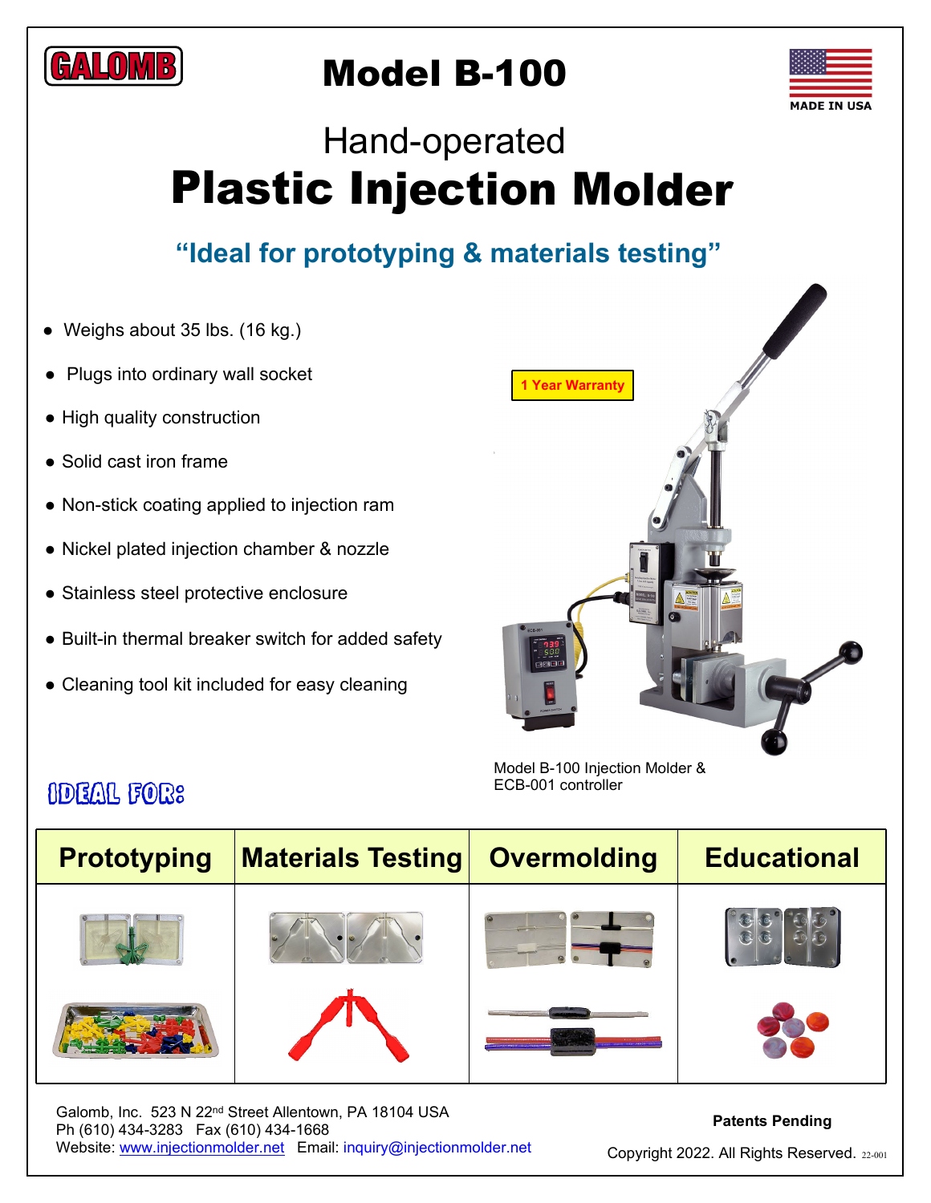GALOMB

# Model B-100

MADE IN USA

## Hand-operated
# Plastic Injection Molder

**“Ideal for prototyping & materials testing”**

- Weighs about 35 lbs. (16 kg.)
- Plugs into ordinary wall socket
- High quality construction
- Solid cast iron frame
- Non-stick coating applied to injection ram
- Nickel plated injection chamber & nozzle
- Stainless steel protective enclosure
- Built-in thermal breaker switch for added safety
- Cleaning tool kit included for easy cleaning

**1 Year Warranty**

Model B-100 Injection Molder & ECB-001 controller

## IDEAL FOR:

| Prototyping | Materials Testing | Overmolding | Educational |
|---|---|---|---|

Galomb, Inc. 523 N 22nd Street Allentown, PA 18104 USA
Ph (610) 434-3283 Fax (610) 434-1668
Website: www.injectionmolder.net Email: inquiry@injectionmolder.net

**Patents Pending**

Copyright 2022. All Rights Reserved. 22-001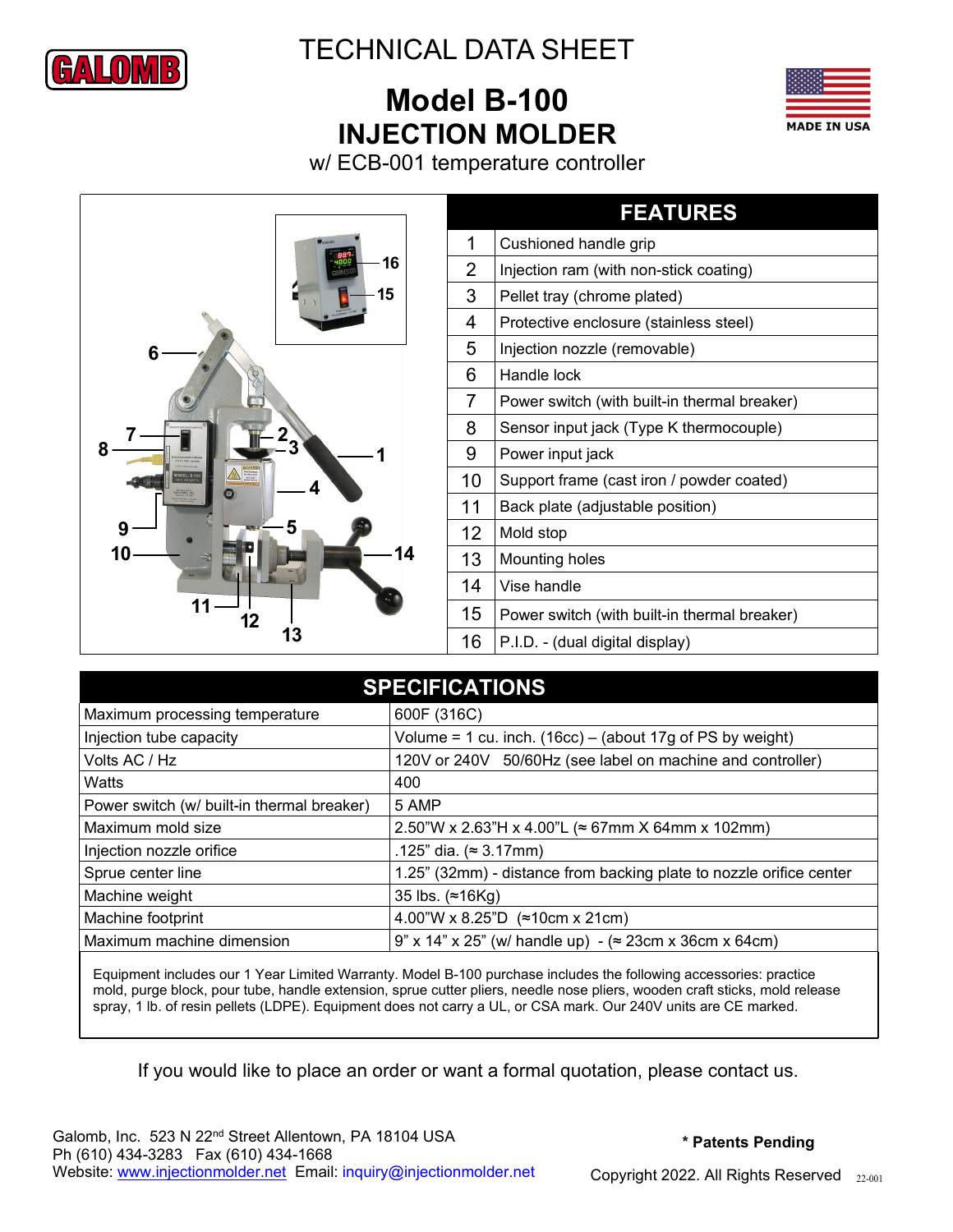# TECHNICAL DATA SHEET

## Model B-100
## INJECTION MOLDER

w/ ECB-001 temperature controller

MADE IN USA

| FEATURES | |
|---|---|
| 1 | Cushioned handle grip |
| 2 | Injection ram (with non-stick coating) |
| 3 | Pellet tray (chrome plated) |
| 4 | Protective enclosure (stainless steel) |
| 5 | Injection nozzle (removable) |
| 6 | Handle lock |
| 7 | Power switch (with built-in thermal breaker) |
| 8 | Sensor input jack (Type K thermocouple) |
| 9 | Power input jack |
| 10 | Support frame (cast iron / powder coated) |
| 11 | Back plate (adjustable position) |
| 12 | Mold stop |
| 13 | Mounting holes |
| 14 | Vise handle |
| 15 | Power switch (with built-in thermal breaker) |
| 16 | P.I.D. - (dual digital display) |

| SPECIFICATIONS | |
|---|---|
| Maximum processing temperature | 600F (316C) |
| Injection tube capacity | Volume = 1 cu. inch. (16cc) – (about 17g of PS by weight) |
| Volts AC / Hz | 120V or 240V 50/60Hz (see label on machine and controller) |
| Watts | 400 |
| Power switch (w/ built-in thermal breaker) | 5 AMP |
| Maximum mold size | 2.50"W x 2.63"H x 4.00"L (≈ 67mm X 64mm x 102mm) |
| Injection nozzle orifice | .125" dia. (≈ 3.17mm) |
| Sprue center line | 1.25" (32mm) - distance from backing plate to nozzle orifice center |
| Machine weight | 35 lbs. (≈16Kg) |
| Machine footprint | 4.00"W x 8.25"D (≈10cm x 21cm) |
| Maximum machine dimension | 9" x 14" x 25" (w/ handle up) - (≈ 23cm x 36cm x 64cm) |

Equipment includes our 1 Year Limited Warranty. Model B-100 purchase includes the following accessories: practice mold, purge block, pour tube, handle extension, sprue cutter pliers, needle nose pliers, wooden craft sticks, mold release spray, 1 lb. of resin pellets (LDPE). Equipment does not carry a UL, or CSA mark. Our 240V units are CE marked.

If you would like to place an order or want a formal quotation, please contact us.

Galomb, Inc. 523 N 22nd Street Allentown, PA 18104 USA
Ph (610) 434-3283 Fax (610) 434-1668
Website: www.injectionmolder.net Email: inquiry@injectionmolder.net

**\* Patents Pending**

Copyright 2022. All Rights Reserved 22-001